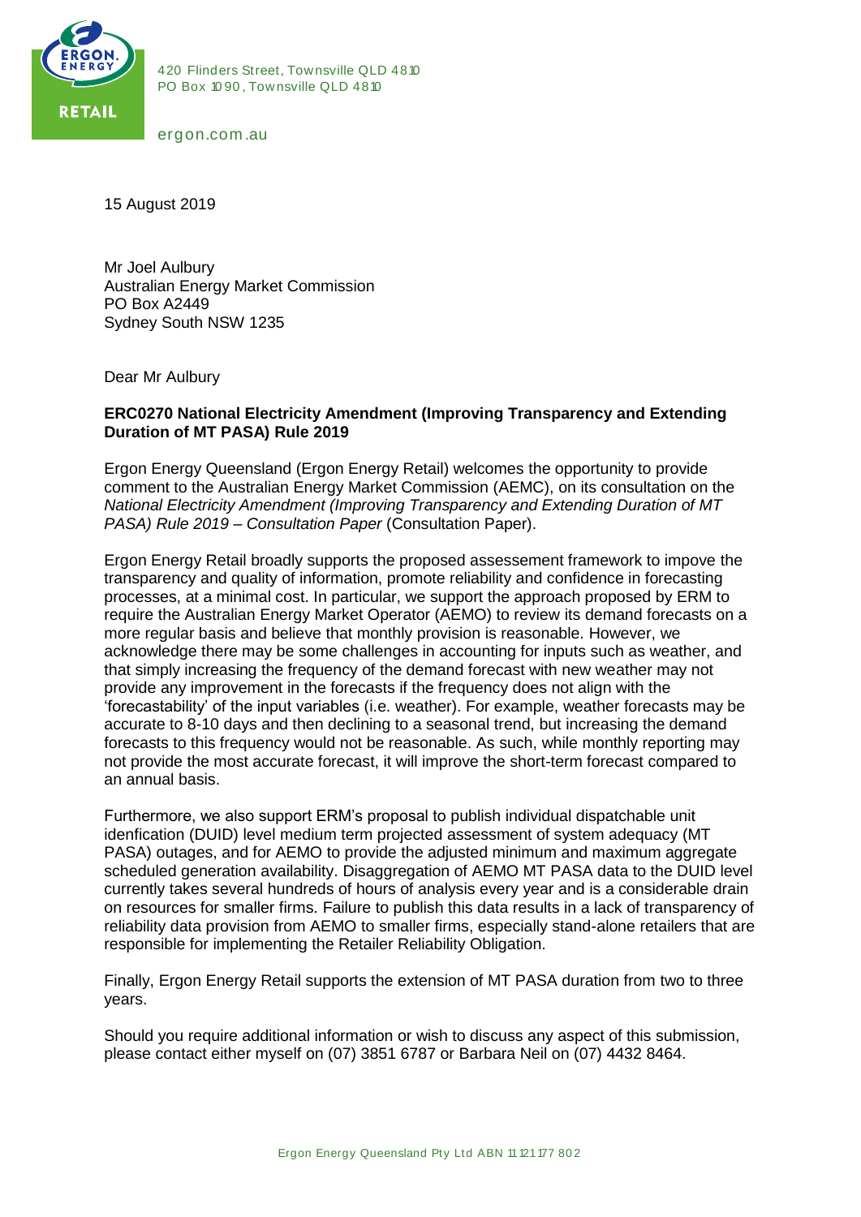420 Flinders Street, Townsville QLD 4810
PO Box 1090, Townsville QLD 4810

ergon.com.au

15 August 2019

Mr Joel Aulbury
Australian Energy Market Commission
PO Box A2449
Sydney South NSW 1235

Dear Mr Aulbury

**ERC0270 National Electricity Amendment (Improving Transparency and Extending Duration of MT PASA) Rule 2019**

Ergon Energy Queensland (Ergon Energy Retail) welcomes the opportunity to provide comment to the Australian Energy Market Commission (AEMC), on its consultation on the *National Electricity Amendment (Improving Transparency and Extending Duration of MT PASA) Rule 2019 – Consultation Paper* (Consultation Paper).

Ergon Energy Retail broadly supports the proposed assessement framework to impove the transparency and quality of information, promote reliability and confidence in forecasting processes, at a minimal cost. In particular, we support the approach proposed by ERM to require the Australian Energy Market Operator (AEMO) to review its demand forecasts on a more regular basis and believe that monthly provision is reasonable. However, we acknowledge there may be some challenges in accounting for inputs such as weather, and that simply increasing the frequency of the demand forecast with new weather may not provide any improvement in the forecasts if the frequency does not align with the 'forecastability' of the input variables (i.e. weather). For example, weather forecasts may be accurate to 8-10 days and then declining to a seasonal trend, but increasing the demand forecasts to this frequency would not be reasonable. As such, while monthly reporting may not provide the most accurate forecast, it will improve the short-term forecast compared to an annual basis.

Furthermore, we also support ERM's proposal to publish individual dispatchable unit idenfication (DUID) level medium term projected assessment of system adequacy (MT PASA) outages, and for AEMO to provide the adjusted minimum and maximum aggregate scheduled generation availability. Disaggregation of AEMO MT PASA data to the DUID level currently takes several hundreds of hours of analysis every year and is a considerable drain on resources for smaller firms. Failure to publish this data results in a lack of transparency of reliability data provision from AEMO to smaller firms, especially stand-alone retailers that are responsible for implementing the Retailer Reliability Obligation.

Finally, Ergon Energy Retail supports the extension of MT PASA duration from two to three years.

Should you require additional information or wish to discuss any aspect of this submission, please contact either myself on (07) 3851 6787 or Barbara Neil on (07) 4432 8464.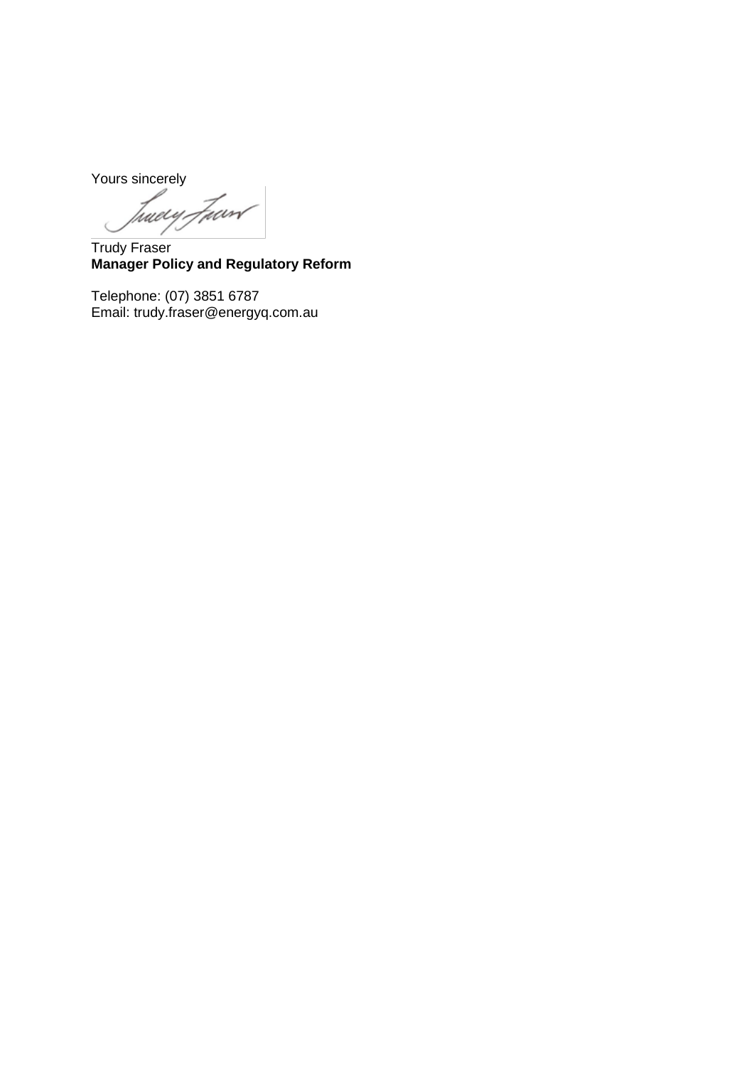Yours sincerely

Trudy Fraser
**Manager Policy and Regulatory Reform**

Telephone: (07) 3851 6787
Email: trudy.fraser@energyq.com.au